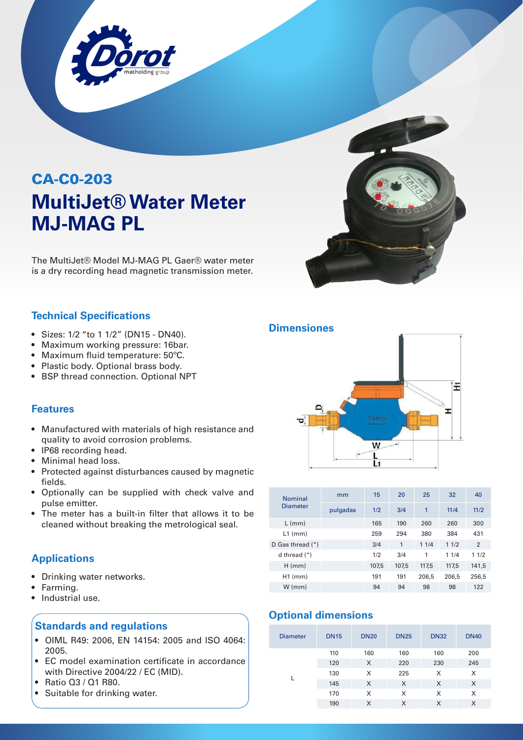## CA-C0-203

# MultiJet® Water Meter MJ-MAG PL

The MultiJet® Model MJ-MAG PL Gaer® water meter is a dry recording head magnetic transmission meter.

### Technical Specifications

- Sizes: 1/2 "to 1 1/2" (DN15 - DN40).
- Maximum working pressure: 16bar.
- Maximum fluid temperature: 50ºC.
- Plastic body. Optional brass body.
- BSP thread connection. Optional NPT

### Features

- Manufactured with materials of high resistance and quality to avoid corrosion problems.
- IP68 recording head.
- Minimal head loss.
- Protected against disturbances caused by magnetic fields.
- Optionally can be supplied with check valve and pulse emitter.
- The meter has a built-in filter that allows it to be cleaned without breaking the metrological seal.

### Applications

- Drinking water networks.
- Farming.
- Industrial use.

### Standards and regulations

- OIML R49: 2006, EN 14154: 2005 and ISO 4064: 2005.
- EC model examination certificate in accordance with Directive 2004/22 / EC (MID).
- Ratio Q3 / Q1 R80.
- Suitable for drinking water.

### Dimensiones

| Nominal Diameter | mm | 15 | 20 | 25 | 32 | 40 |
|---|---|---|---|---|---|---|
| | pulgadas | 1/2 | 3/4 | 1 | 11/4 | 11/2 |
| L (mm) | | 165 | 190 | 260 | 260 | 300 |
| L1 (mm) | | 259 | 294 | 380 | 384 | 431 |
| D Gas thread (") | | 3/4 | 1 | 1 1/4 | 1 1/2 | 2 |
| d thread (") | | 1/2 | 3/4 | 1 | 1 1/4 | 1 1/2 |
| H (mm) | | 107,5 | 107,5 | 117,5 | 117,5 | 141,5 |
| H1 (mm) | | 191 | 191 | 206,5 | 206,5 | 256,5 |
| W (mm) | | 94 | 94 | 98 | 98 | 122 |

### Optional dimensions

| Diameter | DN15 | DN20 | DN25 | DN32 | DN40 |
|---|---|---|---|---|---|
| L | 110 | 160 | 160 | 160 | 200 |
| | 120 | X | 220 | 230 | 245 |
| | 130 | X | 225 | X | X |
| | 145 | X | X | X | X |
| | 170 | X | X | X | X |
| | 190 | X | X | X | X |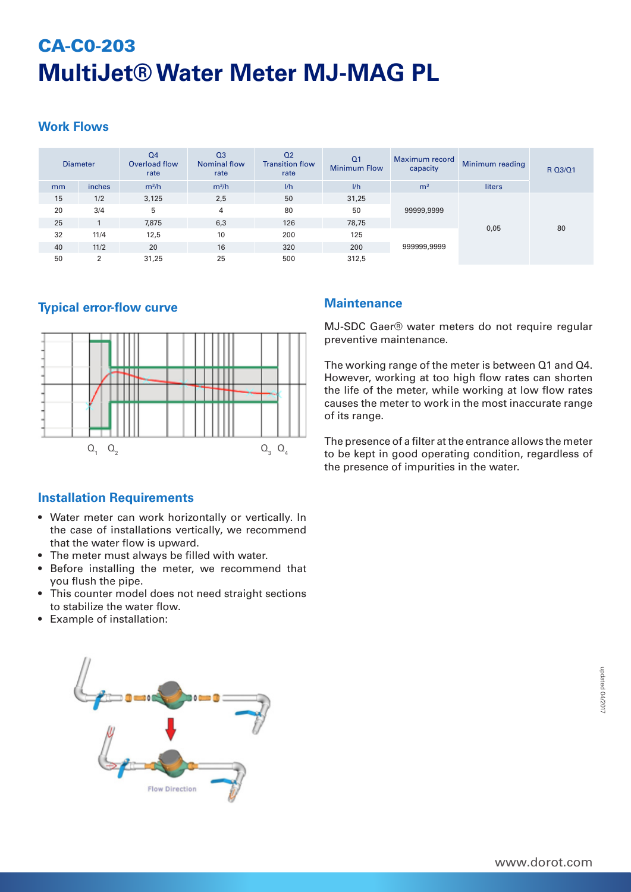# CA-C0-203

# MultiJet® Water Meter MJ-MAG PL

## Work Flows

| Diameter | | Q4 Overload flow rate | Q3 Nominal flow rate | Q2 Transition flow rate | Q1 Minimum Flow | Maximum record capacity | Minimum reading | R Q3/Q1 |
|---|---|---|---|---|---|---|---|---|
| mm | inches | m³/h | m³/h | l/h | l/h | m³ | liters | |
| 15 | 1/2 | 3,125 | 2,5 | 50 | 31,25 | 99999,9999 | 0,05 | 80 |
| 20 | 3/4 | 5 | 4 | 80 | 50 | | | |
| 25 | 1 | 7,875 | 6,3 | 126 | 78,75 | | | |
| 32 | 11/4 | 12,5 | 10 | 200 | 125 | 999999,9999 | | |
| 40 | 11/2 | 20 | 16 | 320 | 200 | | | |
| 50 | 2 | 31,25 | 25 | 500 | 312,5 | | | |

## Typical error-flow curve

$Q_1$ $Q_2$ $Q_3$ $Q_4$

## Maintenance

MJ-SDC Gaer® water meters do not require regular preventive maintenance.

The working range of the meter is between Q1 and Q4. However, working at too high flow rates can shorten the life of the meter, while working at low flow rates causes the meter to work in the most inaccurate range of its range.

The presence of a filter at the entrance allows the meter to be kept in good operating condition, regardless of the presence of impurities in the water.

## Installation Requirements

- Water meter can work horizontally or vertically. In the case of installations vertically, we recommend that the water flow is upward.
- The meter must always be filled with water.
- Before installing the meter, we recommend that you flush the pipe.
- This counter model does not need straight sections to stabilize the water flow.
- Example of installation:

Flow Direction

updated 04/2017

www.dorot.com